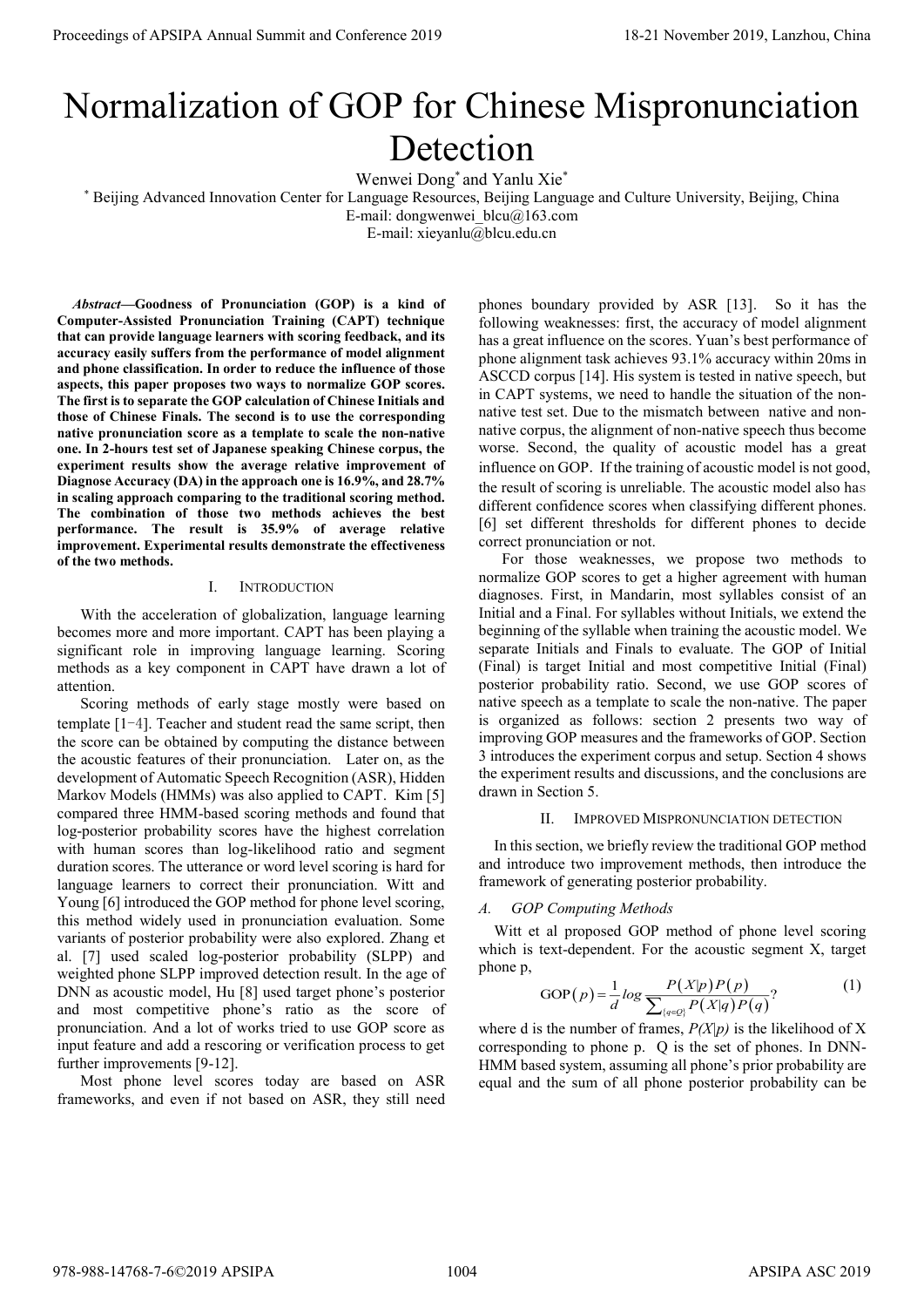# Normalization of GOP for Chinese Mispronunciation Detection

Wenwei Dong* and Yanlu Xie*

* Beijing Advanced Innovation Center for Language Resources, Beijing Language and Culture University, Beijing, China

E-mail: dongwenwei_blcu@163.com

E-mail: xieyanlu@blcu.edu.cn

***Abstract*—Goodness of Pronunciation (GOP) is a kind of Computer-Assisted Pronunciation Training (CAPT) technique that can provide language learners with scoring feedback, and its accuracy easily suffers from the performance of model alignment and phone classification. In order to reduce the influence of those aspects, this paper proposes two ways to normalize GOP scores. The first is to separate the GOP calculation of Chinese Initials and those of Chinese Finals. The second is to use the corresponding native pronunciation score as a template to scale the non-native one. In 2-hours test set of Japanese speaking Chinese corpus, the experiment results show the average relative improvement of Diagnose Accuracy (DA) in the approach one is 16.9%, and 28.7% in scaling approach comparing to the traditional scoring method. The combination of those two methods achieves the best performance. The result is 35.9% of average relative improvement. Experimental results demonstrate the effectiveness of the two methods.**

## I. Introduction

With the acceleration of globalization, language learning becomes more and more important. CAPT has been playing a significant role in improving language learning. Scoring methods as a key component in CAPT have drawn a lot of attention.

Scoring methods of early stage mostly were based on template [1-4]. Teacher and student read the same script, then the score can be obtained by computing the distance between the acoustic features of their pronunciation. Later on, as the development of Automatic Speech Recognition (ASR), Hidden Markov Models (HMMs) was also applied to CAPT. Kim [5] compared three HMM-based scoring methods and found that log-posterior probability scores have the highest correlation with human scores than log-likelihood ratio and segment duration scores. The utterance or word level scoring is hard for language learners to correct their pronunciation. Witt and Young [6] introduced the GOP method for phone level scoring, this method widely used in pronunciation evaluation. Some variants of posterior probability were also explored. Zhang et al. [7] used scaled log-posterior probability (SLPP) and weighted phone SLPP improved detection result. In the age of DNN as acoustic model, Hu [8] used target phone's posterior and most competitive phone's ratio as the score of pronunciation. And a lot of works tried to use GOP score as input feature and add a rescoring or verification process to get further improvements [9-12].

Most phone level scores today are based on ASR frameworks, and even if not based on ASR, they still need phones boundary provided by ASR [13]. So it has the following weaknesses: first, the accuracy of model alignment has a great influence on the scores. Yuan's best performance of phone alignment task achieves 93.1% accuracy within 20ms in ASCCD corpus [14]. His system is tested in native speech, but in CAPT systems, we need to handle the situation of the non-native test set. Due to the mismatch between native and non-native corpus, the alignment of non-native speech thus become worse. Second, the quality of acoustic model has a great influence on GOP. If the training of acoustic model is not good, the result of scoring is unreliable. The acoustic model also has different confidence scores when classifying different phones. [6] set different thresholds for different phones to decide correct pronunciation or not.

For those weaknesses, we propose two methods to normalize GOP scores to get a higher agreement with human diagnoses. First, in Mandarin, most syllables consist of an Initial and a Final. For syllables without Initials, we extend the beginning of the syllable when training the acoustic model. We separate Initials and Finals to evaluate. The GOP of Initial (Final) is target Initial and most competitive Initial (Final) posterior probability ratio. Second, we use GOP scores of native speech as a template to scale the non-native. The paper is organized as follows: section 2 presents two way of improving GOP measures and the frameworks of GOP. Section 3 introduces the experiment corpus and setup. Section 4 shows the experiment results and discussions, and the conclusions are drawn in Section 5.

## II. Improved Mispronunciation detection

In this section, we briefly review the traditional GOP method and introduce two improvement methods, then introduce the framework of generating posterior probability.

### *A. GOP Computing Methods*

Witt et al proposed GOP method of phone level scoring which is text-dependent. For the acoustic segment X, target phone p,

$$\mathrm{GOP}(p) = \frac{1}{d} \log \frac{P(X|p)P(p)}{\sum_{\{q \in Q\}} P(X|q)P(q)} ? \tag{1}$$

where d is the number of frames, $P(X|p)$ is the likelihood of X corresponding to phone p. Q is the set of phones. In DNN-HMM based system, assuming all phone's prior probability are equal and the sum of all phone posterior probability can be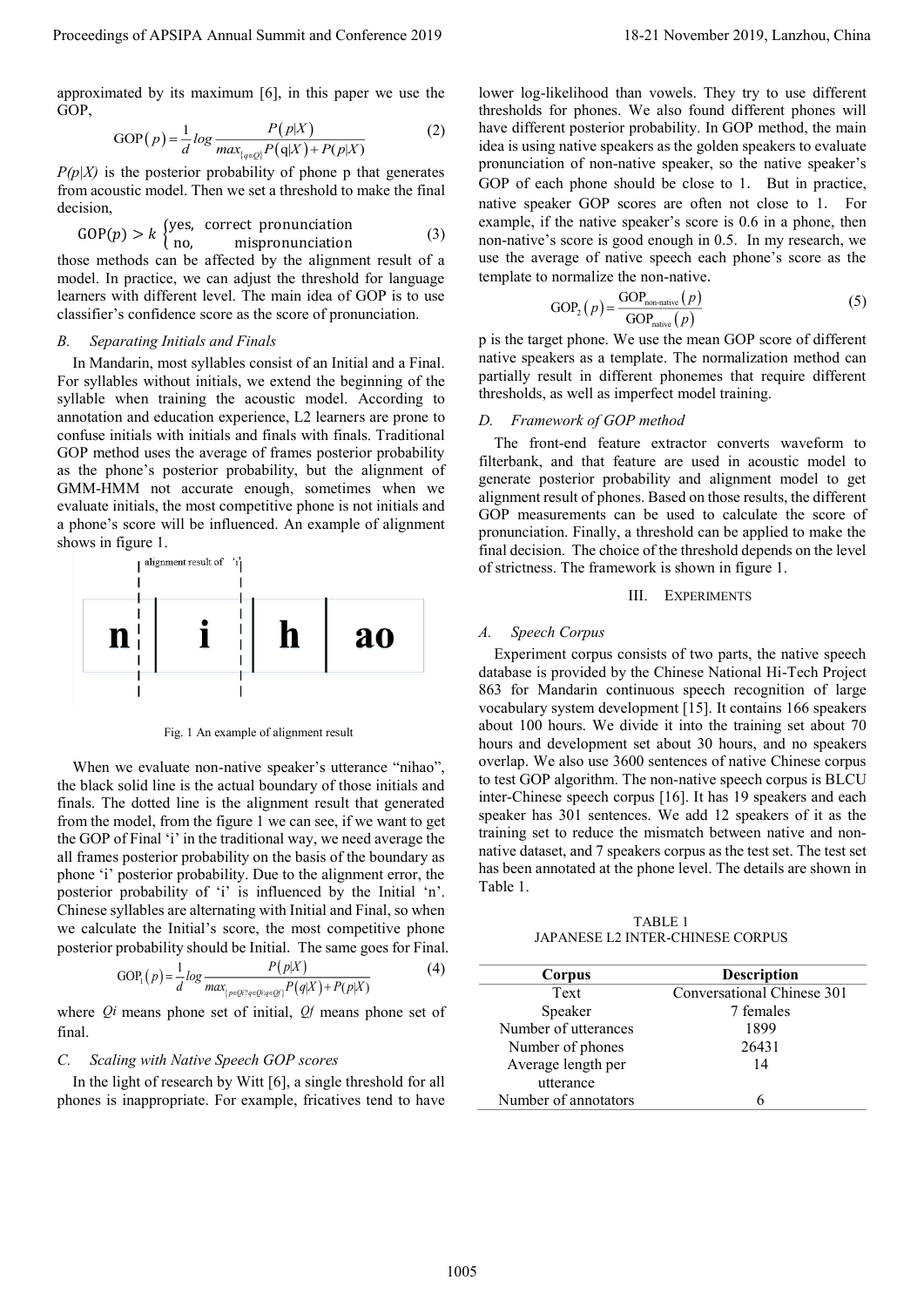approximated by its maximum [6], in this paper we use the GOP,

$$\mathrm{GOP}(p)=\frac{1}{d}\log\frac{P(p|X)}{\max_{\{q\in Q\}}P(\mathrm{q}|X)+P(p|X)} \quad (2)$$

*P(p|X)* is the posterior probability of phone p that generates from acoustic model. Then we set a threshold to make the final decision,

$$\mathrm{GOP}(p)>k\begin{cases}\text{yes, correct pronunciation}\\ \text{no, mispronunciation}\end{cases} \quad (3)$$

those methods can be affected by the alignment result of a model. In practice, we can adjust the threshold for language learners with different level. The main idea of GOP is to use classifier's confidence score as the score of pronunciation.

### B. Separating Initials and Finals

In Mandarin, most syllables consist of an Initial and a Final. For syllables without initials, we extend the beginning of the syllable when training the acoustic model. According to annotation and education experience, L2 learners are prone to confuse initials with initials and finals with finals. Traditional GOP method uses the average of frames posterior probability as the phone's posterior probability, but the alignment of GMM-HMM not accurate enough, sometimes when we evaluate initials, the most competitive phone is not initials and a phone's score will be influenced. An example of alignment shows in figure 1.

Fig. 1 An example of alignment result

When we evaluate non-native speaker's utterance "nihao", the black solid line is the actual boundary of those initials and finals. The dotted line is the alignment result that generated from the model, from the figure 1 we can see, if we want to get the GOP of Final 'i' in the traditional way, we need average the all frames posterior probability on the basis of the boundary as phone 'i' posterior probability. Due to the alignment error, the posterior probability of 'i' is influenced by the Initial 'n'. Chinese syllables are alternating with Initial and Final, so when we calculate the Initial's score, the most competitive phone posterior probability should be Initial. The same goes for Final.

$$\mathrm{GOP}_1(p)=\frac{1}{d}\log\frac{P(p|X)}{\max_{\{p\in Qi?q\in Qi:q\in Qf\}}P(q|X)+P(p|X)} \quad (4)$$

where *Qi* means phone set of initial, *Qf* means phone set of final.

### C. Scaling with Native Speech GOP scores

In the light of research by Witt [6], a single threshold for all phones is inappropriate. For example, fricatives tend to have lower log-likelihood than vowels. They try to use different thresholds for phones. We also found different phones will have different posterior probability. In GOP method, the main idea is using native speakers as the golden speakers to evaluate pronunciation of non-native speaker, so the native speaker's GOP of each phone should be close to 1. But in practice, native speaker GOP scores are often not close to 1. For example, if the native speaker's score is 0.6 in a phone, then non-native's score is good enough in 0.5. In my research, we use the average of native speech each phone's score as the template to normalize the non-native.

$$\mathrm{GOP}_2(p)=\frac{\mathrm{GOP}_{\text{non-native}}(p)}{\mathrm{GOP}_{\text{native}}(p)} \quad (5)$$

p is the target phone. We use the mean GOP score of different native speakers as a template. The normalization method can partially result in different phonemes that require different thresholds, as well as imperfect model training.

### D. Framework of GOP method

The front-end feature extractor converts waveform to filterbank, and that feature are used in acoustic model to generate posterior probability and alignment model to get alignment result of phones. Based on those results, the different GOP measurements can be used to calculate the score of pronunciation. Finally, a threshold can be applied to make the final decision. The choice of the threshold depends on the level of strictness. The framework is shown in figure 1.

## III. Experiments

### A. Speech Corpus

Experiment corpus consists of two parts, the native speech database is provided by the Chinese National Hi-Tech Project 863 for Mandarin continuous speech recognition of large vocabulary system development [15]. It contains 166 speakers about 100 hours. We divide it into the training set about 70 hours and development set about 30 hours, and no speakers overlap. We also use 3600 sentences of native Chinese corpus to test GOP algorithm. The non-native speech corpus is BLCU inter-Chinese speech corpus [16]. It has 19 speakers and each speaker has 301 sentences. We add 12 speakers of it as the training set to reduce the mismatch between native and non-native dataset, and 7 speakers corpus as the test set. The test set has been annotated at the phone level. The details are shown in Table 1.

TABLE 1
JAPANESE L2 INTER-CHINESE CORPUS

| Corpus | Description |
|---|---|
| Text | Conversational Chinese 301 |
| Speaker | 7 females |
| Number of utterances | 1899 |
| Number of phones | 26431 |
| Average length per utterance | 14 |
| Number of annotators | 6 |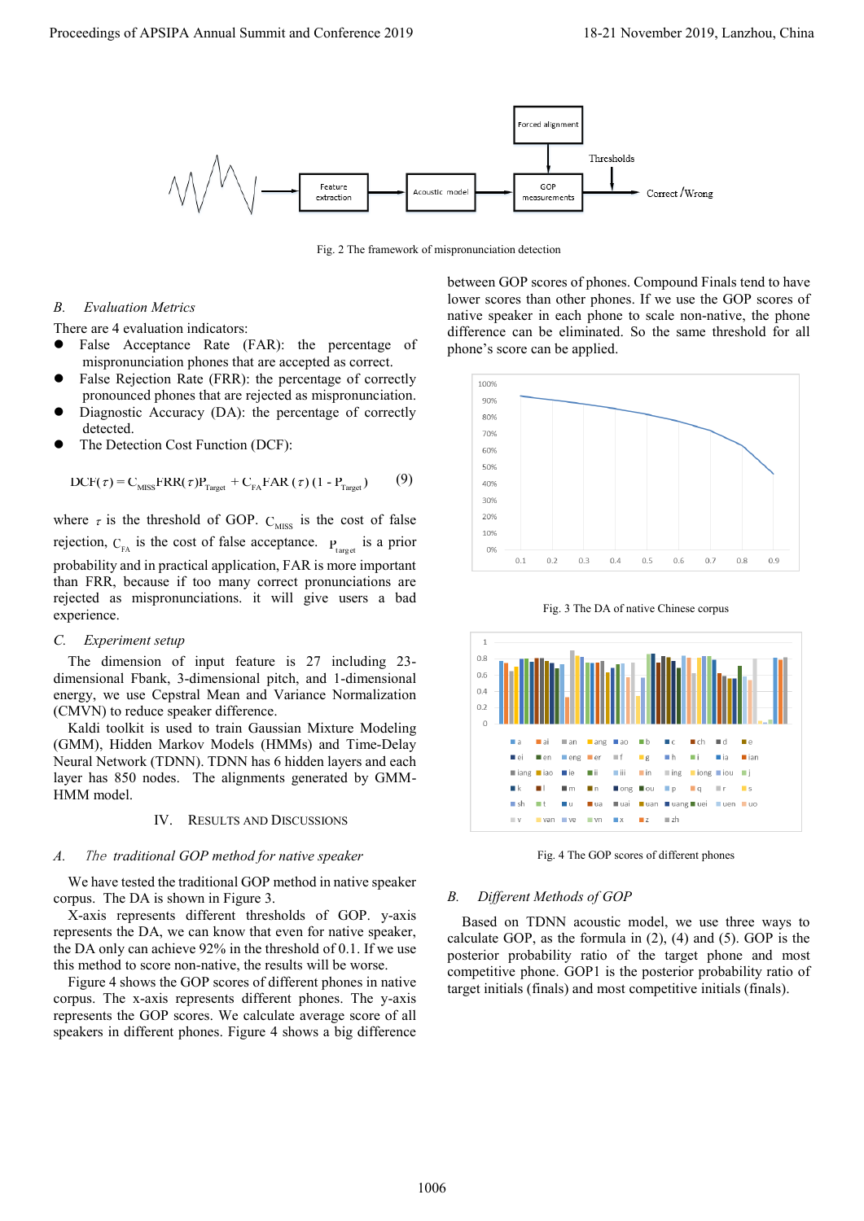Fig. 2 The framework of mispronunciation detection

### B. Evaluation Metrics

There are 4 evaluation indicators:

- False Acceptance Rate (FAR): the percentage of mispronunciation phones that are accepted as correct.
- False Rejection Rate (FRR): the percentage of correctly pronounced phones that are rejected as mispronunciation.
- Diagnostic Accuracy (DA): the percentage of correctly detected.
- The Detection Cost Function (DCF):

$$DCF(\tau) = C_{MISS}FRR(\tau)P_{Target} + C_{FA}FAR(\tau)(1 - P_{Target}) \tag{9}$$

where $\tau$ is the threshold of GOP. $C_{MISS}$ is the cost of false rejection, $C_{FA}$ is the cost of false acceptance. $P_{target}$ is a prior probability and in practical application, FAR is more important than FRR, because if too many correct pronunciations are rejected as mispronunciations. it will give users a bad experience.

### C. Experiment setup

The dimension of input feature is 27 including 23-dimensional Fbank, 3-dimensional pitch, and 1-dimensional energy, we use Cepstral Mean and Variance Normalization (CMVN) to reduce speaker difference.

Kaldi toolkit is used to train Gaussian Mixture Modeling (GMM), Hidden Markov Models (HMMs) and Time-Delay Neural Network (TDNN). TDNN has 6 hidden layers and each layer has 850 nodes. The alignments generated by GMM-HMM model.

## IV. Results and Discussions

### A. The traditional GOP method for native speaker

We have tested the traditional GOP method in native speaker corpus. The DA is shown in Figure 3.

X-axis represents different thresholds of GOP. y-axis represents the DA, we can know that even for native speaker, the DA only can achieve 92% in the threshold of 0.1. If we use this method to score non-native, the results will be worse.

Figure 4 shows the GOP scores of different phones in native corpus. The x-axis represents different phones. The y-axis represents the GOP scores. We calculate average score of all speakers in different phones. Figure 4 shows a big difference between GOP scores of phones. Compound Finals tend to have lower scores than other phones. If we use the GOP scores of native speaker in each phone to scale non-native, the phone difference can be eliminated. So the same threshold for all phone's score can be applied.

Fig. 3 The DA of native Chinese corpus

Fig. 4 The GOP scores of different phones

### B. Different Methods of GOP

Based on TDNN acoustic model, we use three ways to calculate GOP, as the formula in (2), (4) and (5). GOP is the posterior probability ratio of the target phone and most competitive phone. GOP1 is the posterior probability ratio of target initials (finals) and most competitive initials (finals).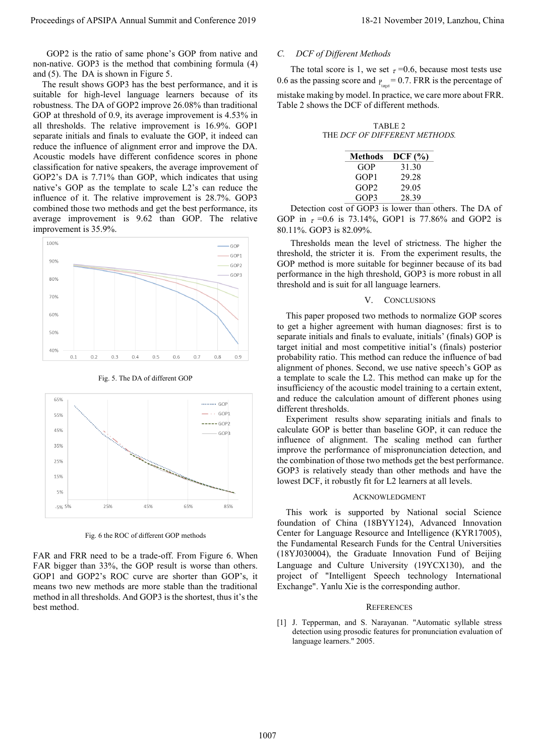GOP2 is the ratio of same phone's GOP from native and non-native. GOP3 is the method that combining formula (4) and (5). The DA is shown in Figure 5.

The result shows GOP3 has the best performance, and it is suitable for high-level language learners because of its robustness. The DA of GOP2 improve 26.08% than traditional GOP at threshold of 0.9, its average improvement is 4.53% in all thresholds. The relative improvement is 16.9%. GOP1 separate initials and finals to evaluate the GOP, it indeed can reduce the influence of alignment error and improve the DA. Acoustic models have different confidence scores in phone classification for native speakers, the average improvement of GOP2's DA is 7.71% than GOP, which indicates that using native's GOP as the template to scale L2's can reduce the influence of it. The relative improvement is 28.7%. GOP3 combined those two methods and get the best performance, its average improvement is 9.62 than GOP. The relative improvement is 35.9%.

Fig. 5. The DA of different GOP

Fig. 6 the ROC of different GOP methods

FAR and FRR need to be a trade-off. From Figure 6. When FAR bigger than 33%, the GOP result is worse than others. GOP1 and GOP2's ROC curve are shorter than GOP's, it means two new methods are more stable than the traditional method in all thresholds. And GOP3 is the shortest, thus it's the best method.

### C. *DCF of Different Methods*

The total score is 1, we set $\tau$ =0.6, because most tests use 0.6 as the passing score and $P_{target}$ = 0.7. FRR is the percentage of mistake making by model. In practice, we care more about FRR. Table 2 shows the DCF of different methods.

TABLE 2
THE *DCF OF DIFFERENT METHODS.*

| Methods | DCF (%) |
|---|---|
| GOP | 31.30 |
| GOP1 | 29.28 |
| GOP2 | 29.05 |
| GOP3 | 28.39 |

Detection cost of GOP3 is lower than others. The DA of GOP in $\tau$ =0.6 is 73.14%, GOP1 is 77.86% and GOP2 is 80.11%. GOP3 is 82.09%.

Thresholds mean the level of strictness. The higher the threshold, the stricter it is. From the experiment results, the GOP method is more suitable for beginner because of its bad performance in the high threshold, GOP3 is more robust in all threshold and is suit for all language learners.

## V. CONCLUSIONS

This paper proposed two methods to normalize GOP scores to get a higher agreement with human diagnoses: first is to separate initials and finals to evaluate, initials' (finals) GOP is target initial and most competitive initial's (finals) posterior probability ratio. This method can reduce the influence of bad alignment of phones. Second, we use native speech's GOP as a template to scale the L2. This method can make up for the insufficiency of the acoustic model training to a certain extent, and reduce the calculation amount of different phones using different thresholds.

Experiment results show separating initials and finals to calculate GOP is better than baseline GOP, it can reduce the influence of alignment. The scaling method can further improve the performance of mispronunciation detection, and the combination of those two methods get the best performance. GOP3 is relatively steady than other methods and have the lowest DCF, it robustly fit for L2 learners at all levels.

## ACKNOWLEDGMENT

This work is supported by National social Science foundation of China (18BYY124), Advanced Innovation Center for Language Resource and Intelligence (KYR17005), the Fundamental Research Funds for the Central Universities (18YJ030004), the Graduate Innovation Fund of Beijing Language and Culture University (19YCX130), and the project of "Intelligent Speech technology International Exchange". Yanlu Xie is the corresponding author.

## REFERENCES

[1] J. Tepperman, and S. Narayanan. "Automatic syllable stress detection using prosodic features for pronunciation evaluation of language learners." 2005.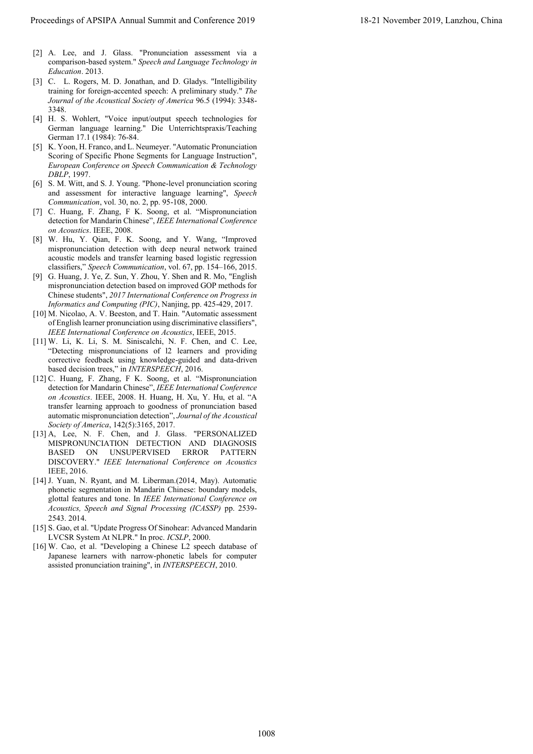[2] A. Lee, and J. Glass. "Pronunciation assessment via a comparison-based system." *Speech and Language Technology in Education*. 2013.

[3] C. L. Rogers, M. D. Jonathan, and D. Gladys. "Intelligibility training for foreign-accented speech: A preliminary study." *The Journal of the Acoustical Society of America* 96.5 (1994): 3348-3348.

[4] H. S. Wohlert, "Voice input/output speech technologies for German language learning." Die Unterrichtspraxis/Teaching German 17.1 (1984): 76-84.

[5] K. Yoon, H. Franco, and L. Neumeyer. "Automatic Pronunciation Scoring of Specific Phone Segments for Language Instruction", *European Conference on Speech Communication & Technology DBLP*, 1997.

[6] S. M. Witt, and S. J. Young. "Phone-level pronunciation scoring and assessment for interactive language learning", *Speech Communication*, vol. 30, no. 2, pp. 95-108, 2000.

[7] C. Huang, F. Zhang, F K. Soong, et al. "Mispronunciation detection for Mandarin Chinese", *IEEE International Conference on Acoustics*. IEEE, 2008.

[8] W. Hu, Y. Qian, F. K. Soong, and Y. Wang, "Improved mispronunciation detection with deep neural network trained acoustic models and transfer learning based logistic regression classifiers," *Speech Communication*, vol. 67, pp. 154–166, 2015.

[9] G. Huang, J. Ye, Z. Sun, Y. Zhou, Y. Shen and R. Mo, "English mispronunciation detection based on improved GOP methods for Chinese students", *2017 International Conference on Progress in Informatics and Computing (PIC)*, Nanjing, pp. 425-429, 2017.

[10] M. Nicolao, A. V. Beeston, and T. Hain. "Automatic assessment of English learner pronunciation using discriminative classifiers", *IEEE International Conference on Acoustics*, IEEE, 2015.

[11] W. Li, K. Li, S. M. Siniscalchi, N. F. Chen, and C. Lee, "Detecting mispronunciations of l2 learners and providing corrective feedback using knowledge-guided and data-driven based decision trees," in *INTERSPEECH*, 2016.

[12] C. Huang, F. Zhang, F K. Soong, et al. "Mispronunciation detection for Mandarin Chinese", *IEEE International Conference on Acoustics*. IEEE, 2008. H. Huang, H. Xu, Y. Hu, et al. "A transfer learning approach to goodness of pronunciation based automatic mispronunciation detection", *Journal of the Acoustical Society of America*, 142(5):3165, 2017.

[13] A, Lee, N. F. Chen, and J. Glass. "PERSONALIZED MISPRONUNCIATION DETECTION AND DIAGNOSIS BASED ON UNSUPERVISED ERROR PATTERN DISCOVERY." *IEEE International Conference on Acoustics* IEEE, 2016.

[14] J. Yuan, N. Ryant, and M. Liberman.(2014, May). Automatic phonetic segmentation in Mandarin Chinese: boundary models, glottal features and tone. In *IEEE International Conference on Acoustics, Speech and Signal Processing (ICASSP)* pp. 2539-2543. 2014.

[15] S. Gao, et al. "Update Progress Of Sinohear: Advanced Mandarin LVCSR System At NLPR." In proc. *ICSLP*, 2000.

[16] W. Cao, et al. "Developing a Chinese L2 speech database of Japanese learners with narrow-phonetic labels for computer assisted pronunciation training", in *INTERSPEECH*, 2010.